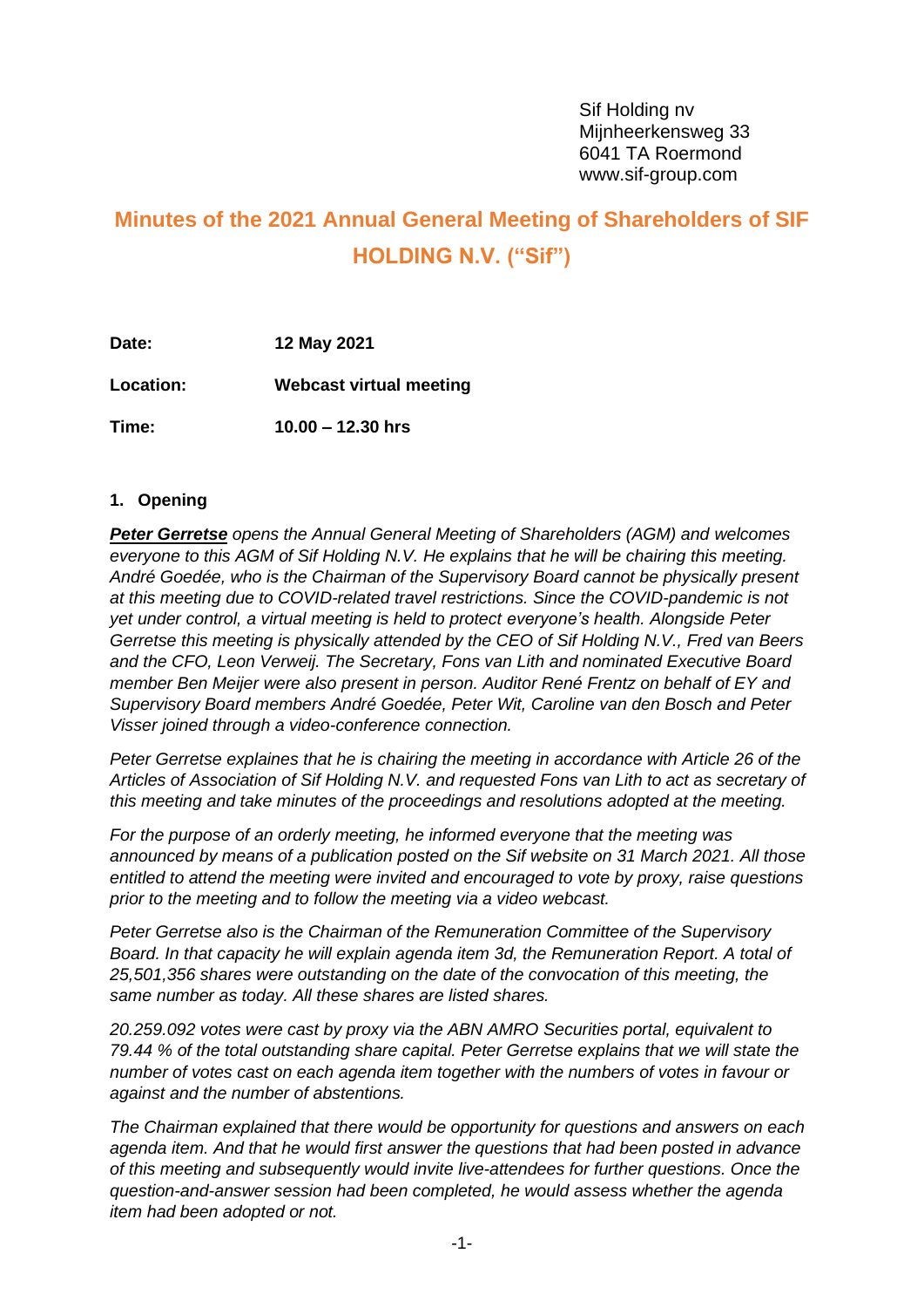Sif Holding nv
Mijnheerkensweg 33
6041 TA Roermond
www.sif-group.com

# Minutes of the 2021 Annual General Meeting of Shareholders of SIF HOLDING N.V. ("Sif")

**Date:** **12 May 2021**

**Location:** **Webcast virtual meeting**

**Time:** **10.00 – 12.30 hrs**

## 1. Opening

***Peter Gerretse*** *opens the Annual General Meeting of Shareholders (AGM) and welcomes everyone to this AGM of Sif Holding N.V. He explains that he will be chairing this meeting. André Goedée, who is the Chairman of the Supervisory Board cannot be physically present at this meeting due to COVID-related travel restrictions. Since the COVID-pandemic is not yet under control, a virtual meeting is held to protect everyone's health. Alongside Peter Gerretse this meeting is physically attended by the CEO of Sif Holding N.V., Fred van Beers and the CFO, Leon Verweij. The Secretary, Fons van Lith and nominated Executive Board member Ben Meijer were also present in person. Auditor René Frentz on behalf of EY and Supervisory Board members André Goedée, Peter Wit, Caroline van den Bosch and Peter Visser joined through a video-conference connection.*

*Peter Gerretse explaines that he is chairing the meeting in accordance with Article 26 of the Articles of Association of Sif Holding N.V. and requested Fons van Lith to act as secretary of this meeting and take minutes of the proceedings and resolutions adopted at the meeting.*

*For the purpose of an orderly meeting, he informed everyone that the meeting was announced by means of a publication posted on the Sif website on 31 March 2021. All those entitled to attend the meeting were invited and encouraged to vote by proxy, raise questions prior to the meeting and to follow the meeting via a video webcast.*

*Peter Gerretse also is the Chairman of the Remuneration Committee of the Supervisory Board. In that capacity he will explain agenda item 3d, the Remuneration Report. A total of 25,501,356 shares were outstanding on the date of the convocation of this meeting, the same number as today. All these shares are listed shares.*

*20.259.092 votes were cast by proxy via the ABN AMRO Securities portal, equivalent to 79.44 % of the total outstanding share capital. Peter Gerretse explains that we will state the number of votes cast on each agenda item together with the numbers of votes in favour or against and the number of abstentions.*

*The Chairman explained that there would be opportunity for questions and answers on each agenda item. And that he would first answer the questions that had been posted in advance of this meeting and subsequently would invite live-attendees for further questions. Once the question-and-answer session had been completed, he would assess whether the agenda item had been adopted or not.*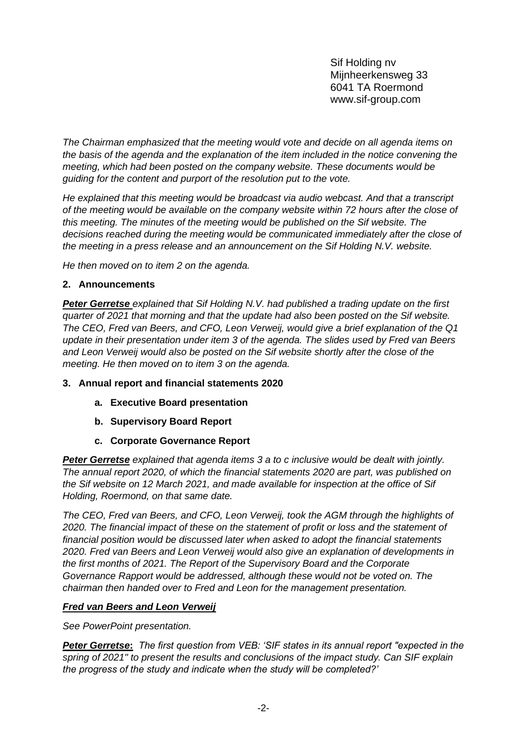Sif Holding nv
Mijnheerkensweg 33
6041 TA Roermond
www.sif-group.com

*The Chairman emphasized that the meeting would vote and decide on all agenda items on the basis of the agenda and the explanation of the item included in the notice convening the meeting, which had been posted on the company website. These documents would be guiding for the content and purport of the resolution put to the vote.*

*He explained that this meeting would be broadcast via audio webcast. And that a transcript of the meeting would be available on the company website within 72 hours after the close of this meeting. The minutes of the meeting would be published on the Sif website. The decisions reached during the meeting would be communicated immediately after the close of the meeting in a press release and an announcement on the Sif Holding N.V. website.*

*He then moved on to item 2 on the agenda.*

**2. Announcements**

***Peter Gerretse*** *explained that Sif Holding N.V. had published a trading update on the first quarter of 2021 that morning and that the update had also been posted on the Sif website. The CEO, Fred van Beers, and CFO, Leon Verweij, would give a brief explanation of the Q1 update in their presentation under item 3 of the agenda. The slides used by Fred van Beers and Leon Verweij would also be posted on the Sif website shortly after the close of the meeting. He then moved on to item 3 on the agenda.*

**3. Annual report and financial statements 2020**

- **a. Executive Board presentation**
- **b. Supervisory Board Report**
- **c. Corporate Governance Report**

***Peter Gerretse*** *explained that agenda items 3 a to c inclusive would be dealt with jointly. The annual report 2020, of which the financial statements 2020 are part, was published on the Sif website on 12 March 2021, and made available for inspection at the office of Sif Holding, Roermond, on that same date.*

*The CEO, Fred van Beers, and CFO, Leon Verweij, took the AGM through the highlights of 2020. The financial impact of these on the statement of profit or loss and the statement of financial position would be discussed later when asked to adopt the financial statements 2020. Fred van Beers and Leon Verweij would also give an explanation of developments in the first months of 2021. The Report of the Supervisory Board and the Corporate Governance Rapport would be addressed, although these would not be voted on. The chairman then handed over to Fred and Leon for the management presentation.*

***Fred van Beers and Leon Verweij***

*See PowerPoint presentation.*

***Peter Gerretse*****:** *The first question from VEB: 'SIF states in its annual report "expected in the spring of 2021" to present the results and conclusions of the impact study. Can SIF explain the progress of the study and indicate when the study will be completed?'*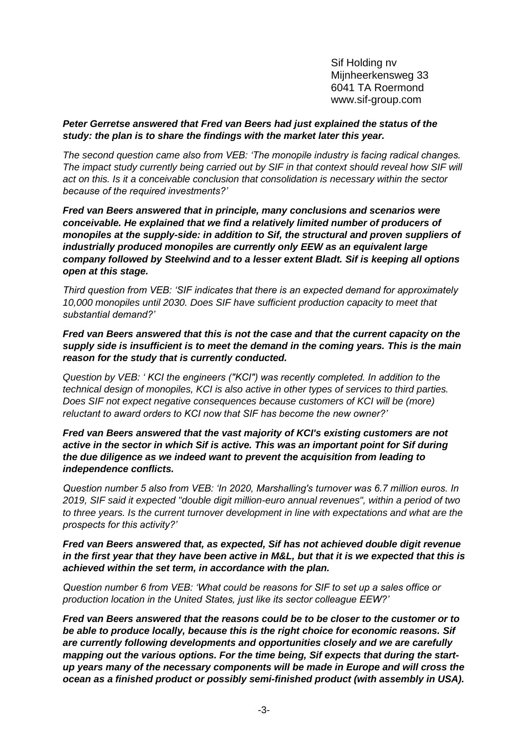***Peter Gerretse answered that Fred van Beers had just explained the status of the study: the plan is to share the findings with the market later this year.***

*The second question came also from VEB: 'The monopile industry is facing radical changes. The impact study currently being carried out by SIF in that context should reveal how SIF will act on this. Is it a conceivable conclusion that consolidation is necessary within the sector because of the required investments?'*

***Fred van Beers answered that in principle, many conclusions and scenarios were conceivable. He explained that we find a relatively limited number of producers of monopiles at the supply-side: in addition to Sif, the structural and proven suppliers of industrially produced monopiles are currently only EEW as an equivalent large company followed by Steelwind and to a lesser extent Bladt. Sif is keeping all options open at this stage.***

*Third question from VEB: 'SIF indicates that there is an expected demand for approximately 10,000 monopiles until 2030. Does SIF have sufficient production capacity to meet that substantial demand?'*

***Fred van Beers answered that this is not the case and that the current capacity on the supply side is insufficient is to meet the demand in the coming years. This is the main reason for the study that is currently conducted.***

*Question by VEB: ' KCI the engineers ("KCI") was recently completed. In addition to the technical design of monopiles, KCI is also active in other types of services to third parties. Does SIF not expect negative consequences because customers of KCI will be (more) reluctant to award orders to KCI now that SIF has become the new owner?'*

***Fred van Beers answered that the vast majority of KCI's existing customers are not active in the sector in which Sif is active. This was an important point for Sif during the due diligence as we indeed want to prevent the acquisition from leading to independence conflicts.***

*Question number 5 also from VEB: 'In 2020, Marshalling's turnover was 6.7 million euros. In 2019, SIF said it expected "double digit million-euro annual revenues", within a period of two to three years. Is the current turnover development in line with expectations and what are the prospects for this activity?'*

***Fred van Beers answered that, as expected, Sif has not achieved double digit revenue in the first year that they have been active in M&L, but that it is we expected that this is achieved within the set term, in accordance with the plan.***

*Question number 6 from VEB: 'What could be reasons for SIF to set up a sales office or production location in the United States, just like its sector colleague EEW?'*

***Fred van Beers answered that the reasons could be to be closer to the customer or to be able to produce locally, because this is the right choice for economic reasons. Sif are currently following developments and opportunities closely and we are carefully mapping out the various options. For the time being, Sif expects that during the start-up years many of the necessary components will be made in Europe and will cross the ocean as a finished product or possibly semi-finished product (with assembly in USA).***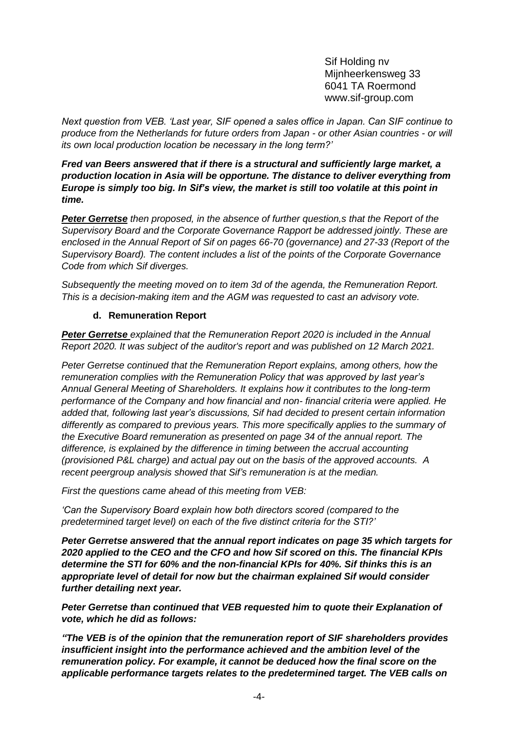Sif Holding nv
Mijnheerkensweg 33
6041 TA Roermond
www.sif-group.com

*Next question from VEB. 'Last year, SIF opened a sales office in Japan. Can SIF continue to produce from the Netherlands for future orders from Japan - or other Asian countries - or will its own local production location be necessary in the long term?'*

***Fred van Beers answered that if there is a structural and sufficiently large market, a production location in Asia will be opportune. The distance to deliver everything from Europe is simply too big. In Sif's view, the market is still too volatile at this point in time.***

***Peter Gerretse*** *then proposed, in the absence of further question,s that the Report of the Supervisory Board and the Corporate Governance Rapport be addressed jointly. These are enclosed in the Annual Report of Sif on pages 66-70 (governance) and 27-33 (Report of the Supervisory Board). The content includes a list of the points of the Corporate Governance Code from which Sif diverges.*

*Subsequently the meeting moved on to item 3d of the agenda, the Remuneration Report. This is a decision-making item and the AGM was requested to cast an advisory vote.*

**d. Remuneration Report**

***Peter Gerretse*** *explained that the Remuneration Report 2020 is included in the Annual Report 2020. It was subject of the auditor's report and was published on 12 March 2021.*

*Peter Gerretse continued that the Remuneration Report explains, among others, how the remuneration complies with the Remuneration Policy that was approved by last year's Annual General Meeting of Shareholders. It explains how it contributes to the long-term performance of the Company and how financial and non- financial criteria were applied. He added that, following last year's discussions, Sif had decided to present certain information differently as compared to previous years. This more specifically applies to the summary of the Executive Board remuneration as presented on page 34 of the annual report. The difference, is explained by the difference in timing between the accrual accounting (provisioned P&L charge) and actual pay out on the basis of the approved accounts. A recent peergroup analysis showed that Sif's remuneration is at the median.*

*First the questions came ahead of this meeting from VEB:*

*'Can the Supervisory Board explain how both directors scored (compared to the predetermined target level) on each of the five distinct criteria for the STI?'*

***Peter Gerretse answered that the annual report indicates on page 35 which targets for 2020 applied to the CEO and the CFO and how Sif scored on this. The financial KPIs determine the STI for 60% and the non-financial KPIs for 40%. Sif thinks this is an appropriate level of detail for now but the chairman explained Sif would consider further detailing next year.***

***Peter Gerretse than continued that VEB requested him to quote their Explanation of vote, which he did as follows:***

***"The VEB is of the opinion that the remuneration report of SIF shareholders provides insufficient insight into the performance achieved and the ambition level of the remuneration policy. For example, it cannot be deduced how the final score on the applicable performance targets relates to the predetermined target. The VEB calls on***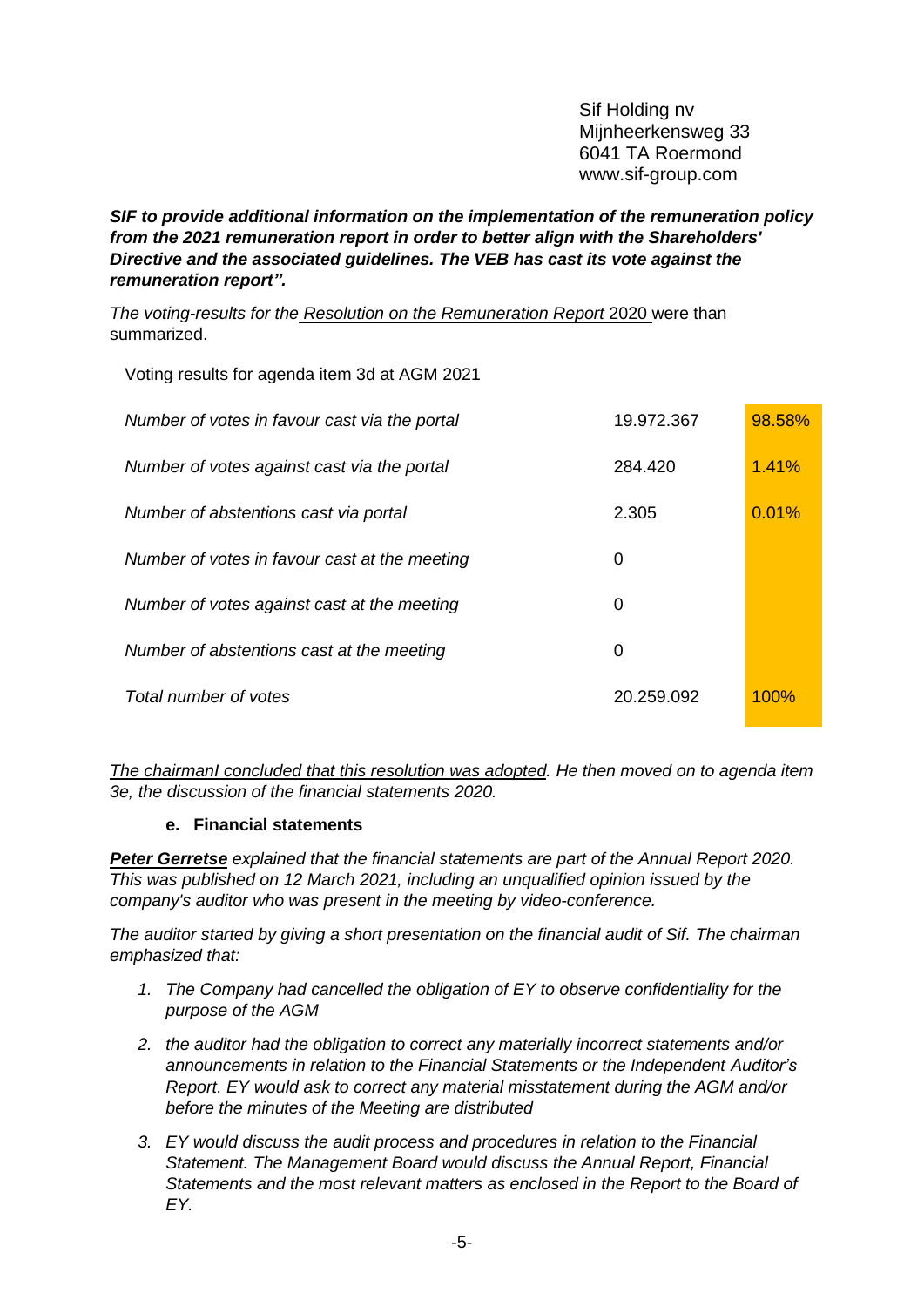Sif Holding nv
Mijnheerkensweg 33
6041 TA Roermond
www.sif-group.com

***SIF to provide additional information on the implementation of the remuneration policy from the 2021 remuneration report in order to better align with the Shareholders' Directive and the associated guidelines. The VEB has cast its vote against the remuneration report".***

*The voting-results for the Resolution on the Remuneration Report* 2020 were than summarized.

Voting results for agenda item 3d at AGM 2021

| | | |
|---|---|---|
| *Number of votes in favour cast via the portal* | 19.972.367 | 98.58% |
| *Number of votes against cast via the portal* | 284.420 | 1.41% |
| *Number of abstentions cast via portal* | 2.305 | 0.01% |
| *Number of votes in favour cast at the meeting* | 0 | |
| *Number of votes against cast at the meeting* | 0 | |
| *Number of abstentions cast at the meeting* | 0 | |
| *Total number of votes* | 20.259.092 | 100% |

*The chairmanI concluded that this resolution was adopted. He then moved on to agenda item 3e, the discussion of the financial statements 2020.*

**e. Financial statements**

***Peter Gerretse*** *explained that the financial statements are part of the Annual Report 2020. This was published on 12 March 2021, including an unqualified opinion issued by the company's auditor who was present in the meeting by video-conference.*

*The auditor started by giving a short presentation on the financial audit of Sif. The chairman emphasized that:*

1. *The Company had cancelled the obligation of EY to observe confidentiality for the purpose of the AGM*
2. *the auditor had the obligation to correct any materially incorrect statements and/or announcements in relation to the Financial Statements or the Independent Auditor's Report. EY would ask to correct any material misstatement during the AGM and/or before the minutes of the Meeting are distributed*
3. *EY would discuss the audit process and procedures in relation to the Financial Statement. The Management Board would discuss the Annual Report, Financial Statements and the most relevant matters as enclosed in the Report to the Board of EY.*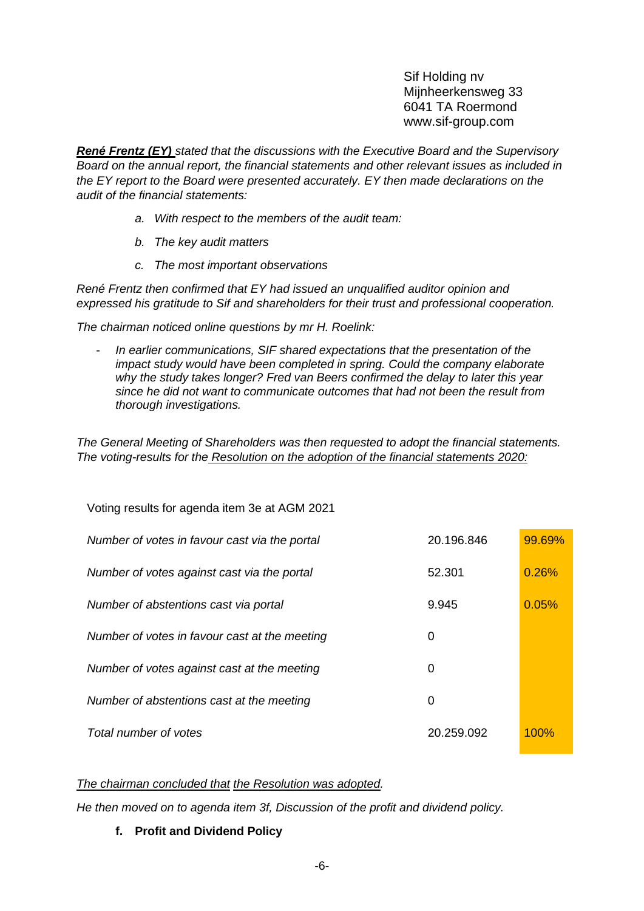Sif Holding nv
Mijnheerkensweg 33
6041 TA Roermond
www.sif-group.com

***René Frentz (EY)*** *stated that the discussions with the Executive Board and the Supervisory Board on the annual report, the financial statements and other relevant issues as included in the EY report to the Board were presented accurately. EY then made declarations on the audit of the financial statements:*

*a. With respect to the members of the audit team:*

*b. The key audit matters*

*c. The most important observations*

*René Frentz then confirmed that EY had issued an unqualified auditor opinion and expressed his gratitude to Sif and shareholders for their trust and professional cooperation.*

*The chairman noticed online questions by mr H. Roelink:*

- *In earlier communications, SIF shared expectations that the presentation of the impact study would have been completed in spring. Could the company elaborate why the study takes longer? Fred van Beers confirmed the delay to later this year since he did not want to communicate outcomes that had not been the result from thorough investigations.*

*The General Meeting of Shareholders was then requested to adopt the financial statements. The voting-results for the* *Resolution on the adoption of the financial statements 2020:*

Voting results for agenda item 3e at AGM 2021

| | | |
|---|---|---|
| *Number of votes in favour cast via the portal* | 20.196.846 | 99.69% |
| *Number of votes against cast via the portal* | 52.301 | 0.26% |
| *Number of abstentions cast via portal* | 9.945 | 0.05% |
| *Number of votes in favour cast at the meeting* | 0 | |
| *Number of votes against cast at the meeting* | 0 | |
| *Number of abstentions cast at the meeting* | 0 | |
| *Total number of votes* | 20.259.092 | 100% |

*The chairman concluded that the Resolution was adopted.*

*He then moved on to agenda item 3f, Discussion of the profit and dividend policy.*

**f. Profit and Dividend Policy**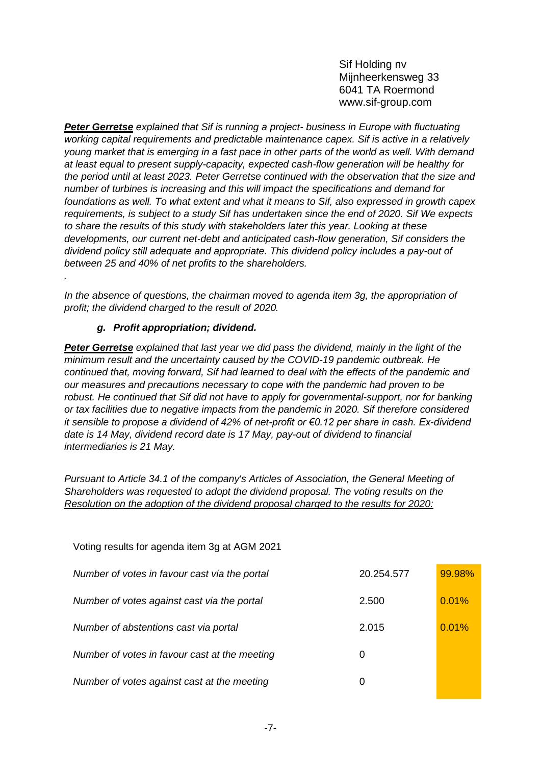Sif Holding nv
Mijnheerkensweg 33
6041 TA Roermond
www.sif-group.com

***Peter Gerretse*** *explained that Sif is running a project- business in Europe with fluctuating working capital requirements and predictable maintenance capex. Sif is active in a relatively young market that is emerging in a fast pace in other parts of the world as well. With demand at least equal to present supply-capacity, expected cash-flow generation will be healthy for the period until at least 2023. Peter Gerretse continued with the observation that the size and number of turbines is increasing and this will impact the specifications and demand for foundations as well. To what extent and what it means to Sif, also expressed in growth capex requirements, is subject to a study Sif has undertaken since the end of 2020. Sif We expects to share the results of this study with stakeholders later this year. Looking at these developments, our current net-debt and anticipated cash-flow generation, Sif considers the dividend policy still adequate and appropriate. This dividend policy includes a pay-out of between 25 and 40% of net profits to the shareholders.*

.

*In the absence of questions, the chairman moved to agenda item 3g, the appropriation of profit; the dividend charged to the result of 2020.*

### *g. Profit appropriation; dividend.*

***Peter Gerretse*** *explained that last year we did pass the dividend, mainly in the light of the minimum result and the uncertainty caused by the COVID-19 pandemic outbreak. He continued that, moving forward, Sif had learned to deal with the effects of the pandemic and our measures and precautions necessary to cope with the pandemic had proven to be robust. He continued that Sif did not have to apply for governmental-support, nor for banking or tax facilities due to negative impacts from the pandemic in 2020. Sif therefore considered it sensible to propose a dividend of 42% of net-profit or €0.12 per share in cash. Ex-dividend date is 14 May, dividend record date is 17 May, pay-out of dividend to financial intermediaries is 21 May.*

*Pursuant to Article 34.1 of the company's Articles of Association, the General Meeting of Shareholders was requested to adopt the dividend proposal. The voting results on the Resolution on the adoption of the dividend proposal charged to the results for 2020:*

Voting results for agenda item 3g at AGM 2021

| | | |
|---|---|---|
| *Number of votes in favour cast via the portal* | 20.254.577 | 99.98% |
| *Number of votes against cast via the portal* | 2.500 | 0.01% |
| *Number of abstentions cast via portal* | 2.015 | 0.01% |
| *Number of votes in favour cast at the meeting* | 0 | |
| *Number of votes against cast at the meeting* | 0 | |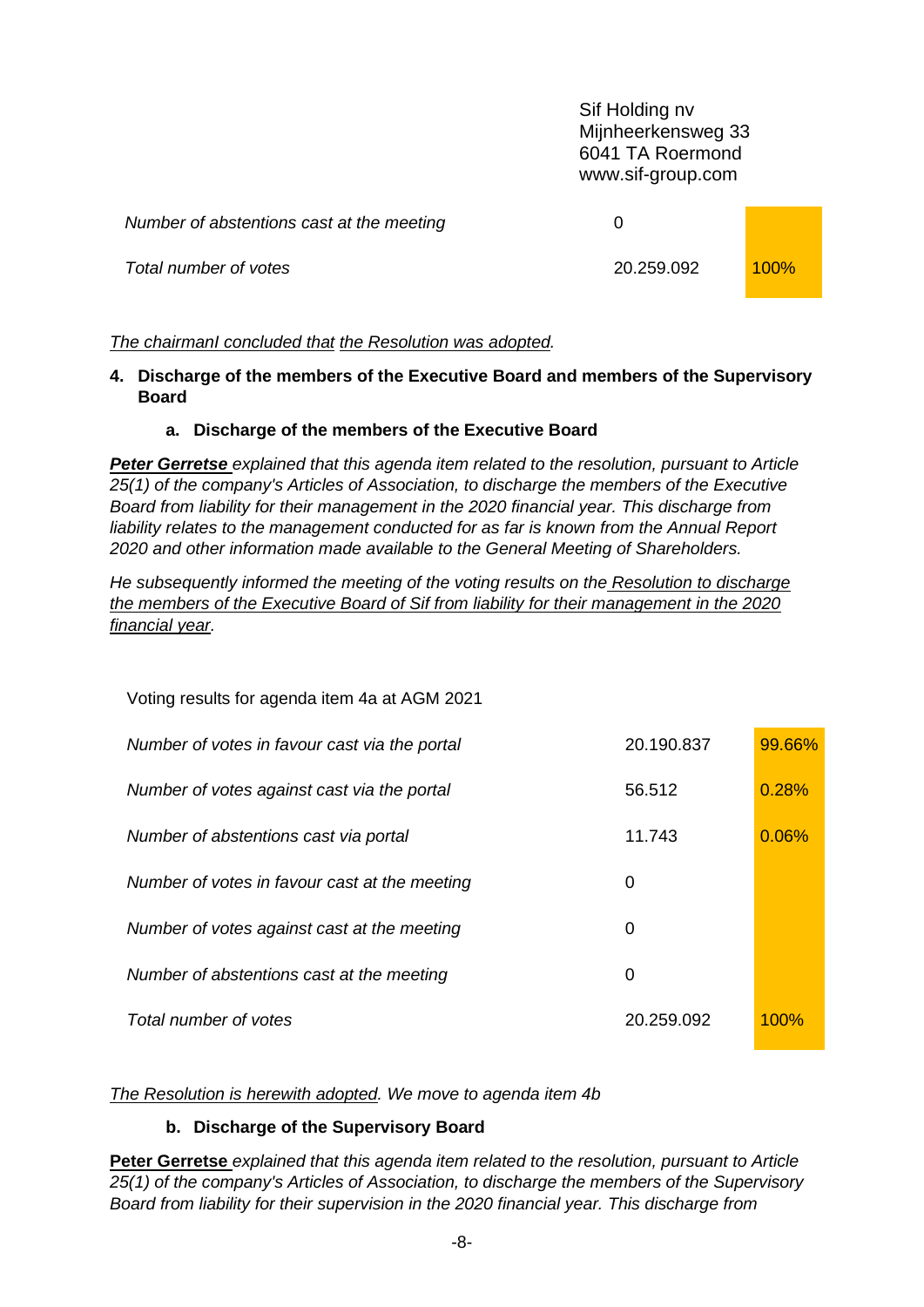| | | |
|---|---|---|
| *Number of abstentions cast at the meeting* | 0 | |
| *Total number of votes* | 20.259.092 | 100% |

*The chairmanl concluded that the Resolution was adopted.*

**4. Discharge of the members of the Executive Board and members of the Supervisory Board**

**a. Discharge of the members of the Executive Board**

***Peter Gerretse*** *explained that this agenda item related to the resolution, pursuant to Article 25(1) of the company's Articles of Association, to discharge the members of the Executive Board from liability for their management in the 2020 financial year. This discharge from liability relates to the management conducted for as far is known from the Annual Report 2020 and other information made available to the General Meeting of Shareholders.*

*He subsequently informed the meeting of the voting results on the Resolution to discharge the members of the Executive Board of Sif from liability for their management in the 2020 financial year.*

Voting results for agenda item 4a at AGM 2021

| | | |
|---|---|---|
| *Number of votes in favour cast via the portal* | 20.190.837 | 99.66% |
| *Number of votes against cast via the portal* | 56.512 | 0.28% |
| *Number of abstentions cast via portal* | 11.743 | 0.06% |
| *Number of votes in favour cast at the meeting* | 0 | |
| *Number of votes against cast at the meeting* | 0 | |
| *Number of abstentions cast at the meeting* | 0 | |
| *Total number of votes* | 20.259.092 | 100% |

*The Resolution is herewith adopted. We move to agenda item 4b*

**b. Discharge of the Supervisory Board**

**Peter Gerretse** *explained that this agenda item related to the resolution, pursuant to Article 25(1) of the company's Articles of Association, to discharge the members of the Supervisory Board from liability for their supervision in the 2020 financial year. This discharge from*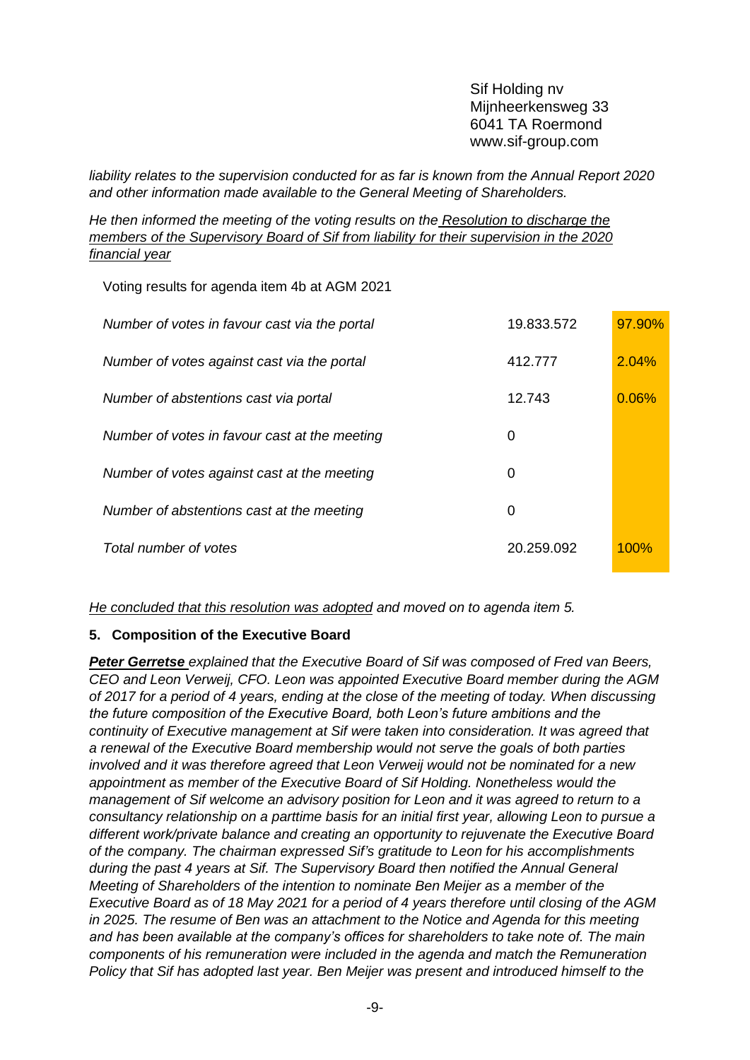*liability relates to the supervision conducted for as far is known from the Annual Report 2020 and other information made available to the General Meeting of Shareholders.*

*He then informed the meeting of the voting results on the <u>Resolution to discharge the members of the Supervisory Board of Sif from liability for their supervision in the 2020 financial year</u>*

Voting results for agenda item 4b at AGM 2021

| | | |
|---|---|---|
| *Number of votes in favour cast via the portal* | 19.833.572 | 97.90% |
| *Number of votes against cast via the portal* | 412.777 | 2.04% |
| *Number of abstentions cast via portal* | 12.743 | 0.06% |
| *Number of votes in favour cast at the meeting* | 0 | |
| *Number of votes against cast at the meeting* | 0 | |
| *Number of abstentions cast at the meeting* | 0 | |
| *Total number of votes* | 20.259.092 | 100% |

*<u>He concluded that this resolution was adopted</u> and moved on to agenda item 5.*

**5. Composition of the Executive Board**

***<u>Peter Gerretse</u>*** *explained that the Executive Board of Sif was composed of Fred van Beers, CEO and Leon Verweij, CFO. Leon was appointed Executive Board member during the AGM of 2017 for a period of 4 years, ending at the close of the meeting of today. When discussing the future composition of the Executive Board, both Leon's future ambitions and the continuity of Executive management at Sif were taken into consideration. It was agreed that a renewal of the Executive Board membership would not serve the goals of both parties involved and it was therefore agreed that Leon Verweij would not be nominated for a new appointment as member of the Executive Board of Sif Holding. Nonetheless would the management of Sif welcome an advisory position for Leon and it was agreed to return to a consultancy relationship on a parttime basis for an initial first year, allowing Leon to pursue a different work/private balance and creating an opportunity to rejuvenate the Executive Board of the company. The chairman expressed Sif's gratitude to Leon for his accomplishments during the past 4 years at Sif. The Supervisory Board then notified the Annual General Meeting of Shareholders of the intention to nominate Ben Meijer as a member of the Executive Board as of 18 May 2021 for a period of 4 years therefore until closing of the AGM in 2025. The resume of Ben was an attachment to the Notice and Agenda for this meeting and has been available at the company's offices for shareholders to take note of. The main components of his remuneration were included in the agenda and match the Remuneration Policy that Sif has adopted last year. Ben Meijer was present and introduced himself to the*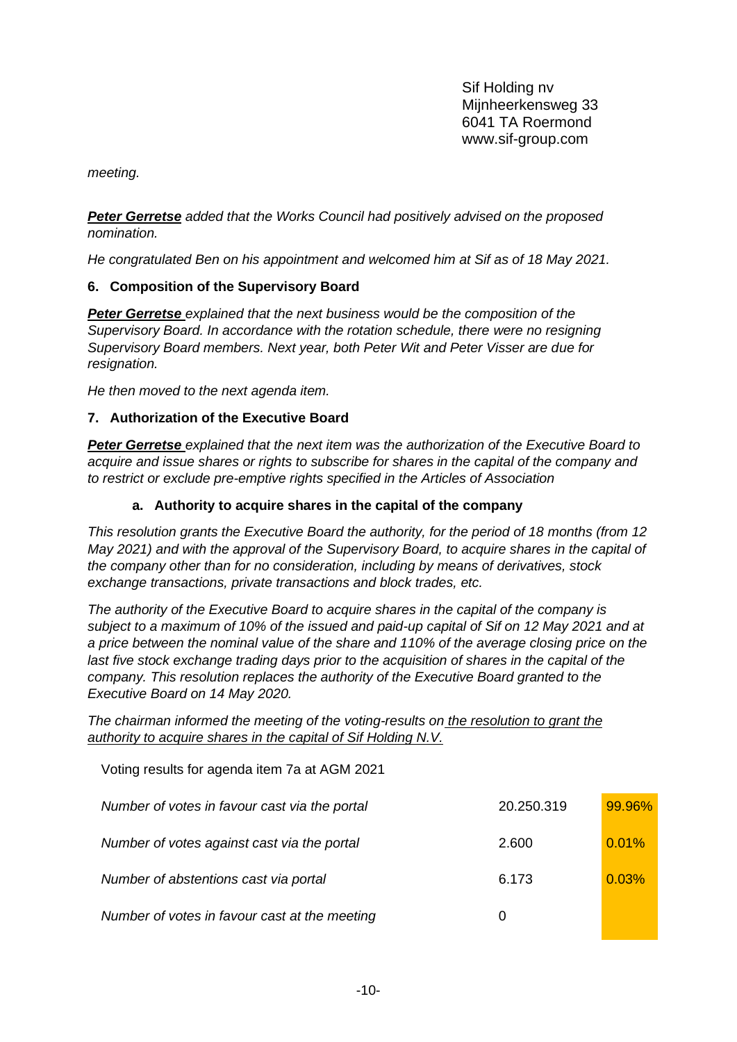*meeting.*

***Peter Gerretse*** *added that the Works Council had positively advised on the proposed nomination.*

*He congratulated Ben on his appointment and welcomed him at Sif as of 18 May 2021.*

## 6. Composition of the Supervisory Board

***Peter Gerretse*** *explained that the next business would be the composition of the Supervisory Board. In accordance with the rotation schedule, there were no resigning Supervisory Board members. Next year, both Peter Wit and Peter Visser are due for resignation.*

*He then moved to the next agenda item.*

## 7. Authorization of the Executive Board

***Peter Gerretse*** *explained that the next item was the authorization of the Executive Board to acquire and issue shares or rights to subscribe for shares in the capital of the company and to restrict or exclude pre-emptive rights specified in the Articles of Association*

### a. Authority to acquire shares in the capital of the company

*This resolution grants the Executive Board the authority, for the period of 18 months (from 12 May 2021) and with the approval of the Supervisory Board, to acquire shares in the capital of the company other than for no consideration, including by means of derivatives, stock exchange transactions, private transactions and block trades, etc.*

*The authority of the Executive Board to acquire shares in the capital of the company is subject to a maximum of 10% of the issued and paid-up capital of Sif on 12 May 2021 and at a price between the nominal value of the share and 110% of the average closing price on the last five stock exchange trading days prior to the acquisition of shares in the capital of the company. This resolution replaces the authority of the Executive Board granted to the Executive Board on 14 May 2020.*

*The chairman informed the meeting of the voting-results on the resolution to grant the authority to acquire shares in the capital of Sif Holding N.V.*

Voting results for agenda item 7a at AGM 2021

| | | |
|---|---|---|
| *Number of votes in favour cast via the portal* | 20.250.319 | 99.96% |
| *Number of votes against cast via the portal* | 2.600 | 0.01% |
| *Number of abstentions cast via portal* | 6.173 | 0.03% |
| *Number of votes in favour cast at the meeting* | 0 | |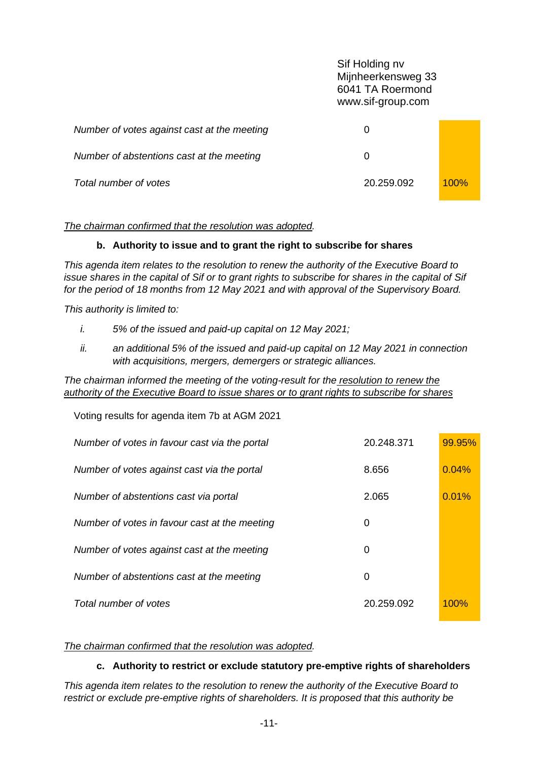Sif Holding nv
Mijnheerkensweg 33
6041 TA Roermond
www.sif-group.com

| | | |
|---|---|---|
| *Number of votes against cast at the meeting* | 0 | |
| *Number of abstentions cast at the meeting* | 0 | |
| *Total number of votes* | 20.259.092 | 100% |

*The chairman confirmed that the resolution was adopted.*

**b. Authority to issue and to grant the right to subscribe for shares**

*This agenda item relates to the resolution to renew the authority of the Executive Board to issue shares in the capital of Sif or to grant rights to subscribe for shares in the capital of Sif for the period of 18 months from 12 May 2021 and with approval of the Supervisory Board.*

*This authority is limited to:*

i. *5% of the issued and paid-up capital on 12 May 2021;*

ii. *an additional 5% of the issued and paid-up capital on 12 May 2021 in connection with acquisitions, mergers, demergers or strategic alliances.*

*The chairman informed the meeting of the voting-result for the resolution to renew the authority of the Executive Board to issue shares or to grant rights to subscribe for shares*

Voting results for agenda item 7b at AGM 2021

| | | |
|---|---|---|
| *Number of votes in favour cast via the portal* | 20.248.371 | 99.95% |
| *Number of votes against cast via the portal* | 8.656 | 0.04% |
| *Number of abstentions cast via portal* | 2.065 | 0.01% |
| *Number of votes in favour cast at the meeting* | 0 | |
| *Number of votes against cast at the meeting* | 0 | |
| *Number of abstentions cast at the meeting* | 0 | |
| *Total number of votes* | 20.259.092 | 100% |

*The chairman confirmed that the resolution was adopted.*

**c. Authority to restrict or exclude statutory pre-emptive rights of shareholders**

*This agenda item relates to the resolution to renew the authority of the Executive Board to restrict or exclude pre-emptive rights of shareholders. It is proposed that this authority be*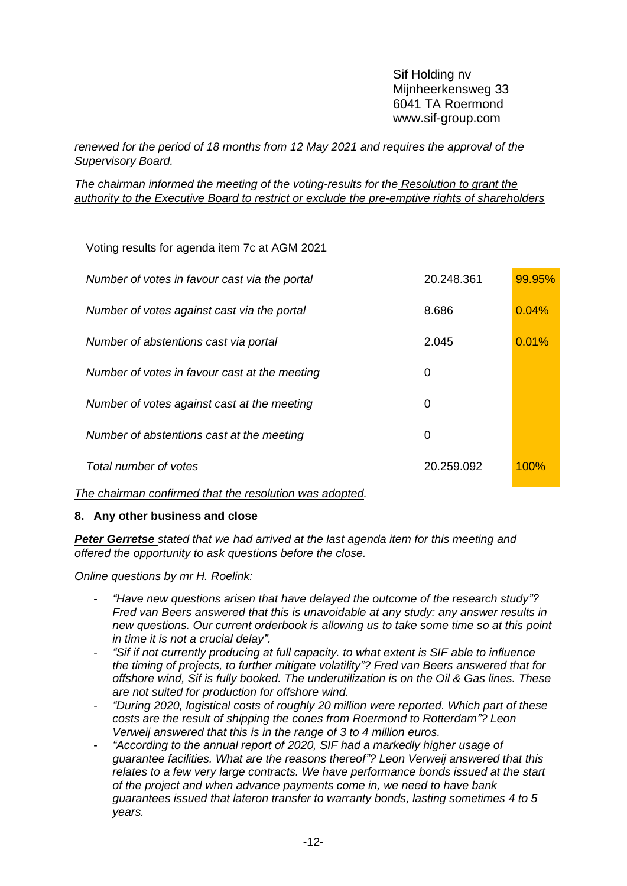*renewed for the period of 18 months from 12 May 2021 and requires the approval of the Supervisory Board.*

*The chairman informed the meeting of the voting-results for the <u>Resolution to grant the authority to the Executive Board to restrict or exclude the pre-emptive rights of shareholders</u>*

Voting results for agenda item 7c at AGM 2021

| | | |
|---|---|---|
| *Number of votes in favour cast via the portal* | 20.248.361 | 99.95% |
| *Number of votes against cast via the portal* | 8.686 | 0.04% |
| *Number of abstentions cast via portal* | 2.045 | 0.01% |
| *Number of votes in favour cast at the meeting* | 0 | |
| *Number of votes against cast at the meeting* | 0 | |
| *Number of abstentions cast at the meeting* | 0 | |
| *Total number of votes* | 20.259.092 | 100% |

*<u>The chairman confirmed that the resolution was adopted</u>.*

## 8. Any other business and close

***<u>Peter Gerretse</u>*** *stated that we had arrived at the last agenda item for this meeting and offered the opportunity to ask questions before the close.*

*Online questions by mr H. Roelink:*

- *"Have new questions arisen that have delayed the outcome of the research study"? Fred van Beers answered that this is unavoidable at any study: any answer results in new questions. Our current orderbook is allowing us to take some time so at this point in time it is not a crucial delay".*
- *"Sif if not currently producing at full capacity. to what extent is SIF able to influence the timing of projects, to further mitigate volatility"? Fred van Beers answered that for offshore wind, Sif is fully booked. The underutilization is on the Oil & Gas lines. These are not suited for production for offshore wind.*
- *"During 2020, logistical costs of roughly 20 million were reported. Which part of these costs are the result of shipping the cones from Roermond to Rotterdam"? Leon Verweij answered that this is in the range of 3 to 4 million euros.*
- *"According to the annual report of 2020, SIF had a markedly higher usage of guarantee facilities. What are the reasons thereof"? Leon Verweij answered that this relates to a few very large contracts. We have performance bonds issued at the start of the project and when advance payments come in, we need to have bank guarantees issued that lateron transfer to warranty bonds, lasting sometimes 4 to 5 years.*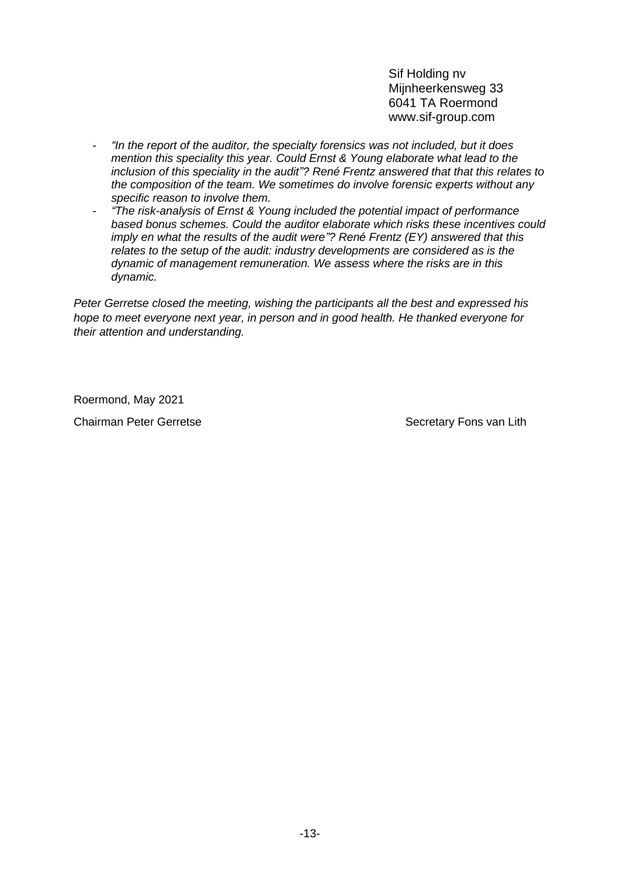Sif Holding nv
Mijnheerkensweg 33
6041 TA Roermond
www.sif-group.com

- *"In the report of the auditor, the specialty forensics was not included, but it does mention this speciality this year. Could Ernst & Young elaborate what lead to the inclusion of this speciality in the audit"? René Frentz answered that that this relates to the composition of the team. We sometimes do involve forensic experts without any specific reason to involve them.*
- *"The risk-analysis of Ernst & Young included the potential impact of performance based bonus schemes. Could the auditor elaborate which risks these incentives could imply en what the results of the audit were"? René Frentz (EY) answered that this relates to the setup of the audit: industry developments are considered as is the dynamic of management remuneration. We assess where the risks are in this dynamic.*

*Peter Gerretse closed the meeting, wishing the participants all the best and expressed his hope to meet everyone next year, in person and in good health. He thanked everyone for their attention and understanding.*

Roermond, May 2021

Chairman Peter Gerretse Secretary Fons van Lith